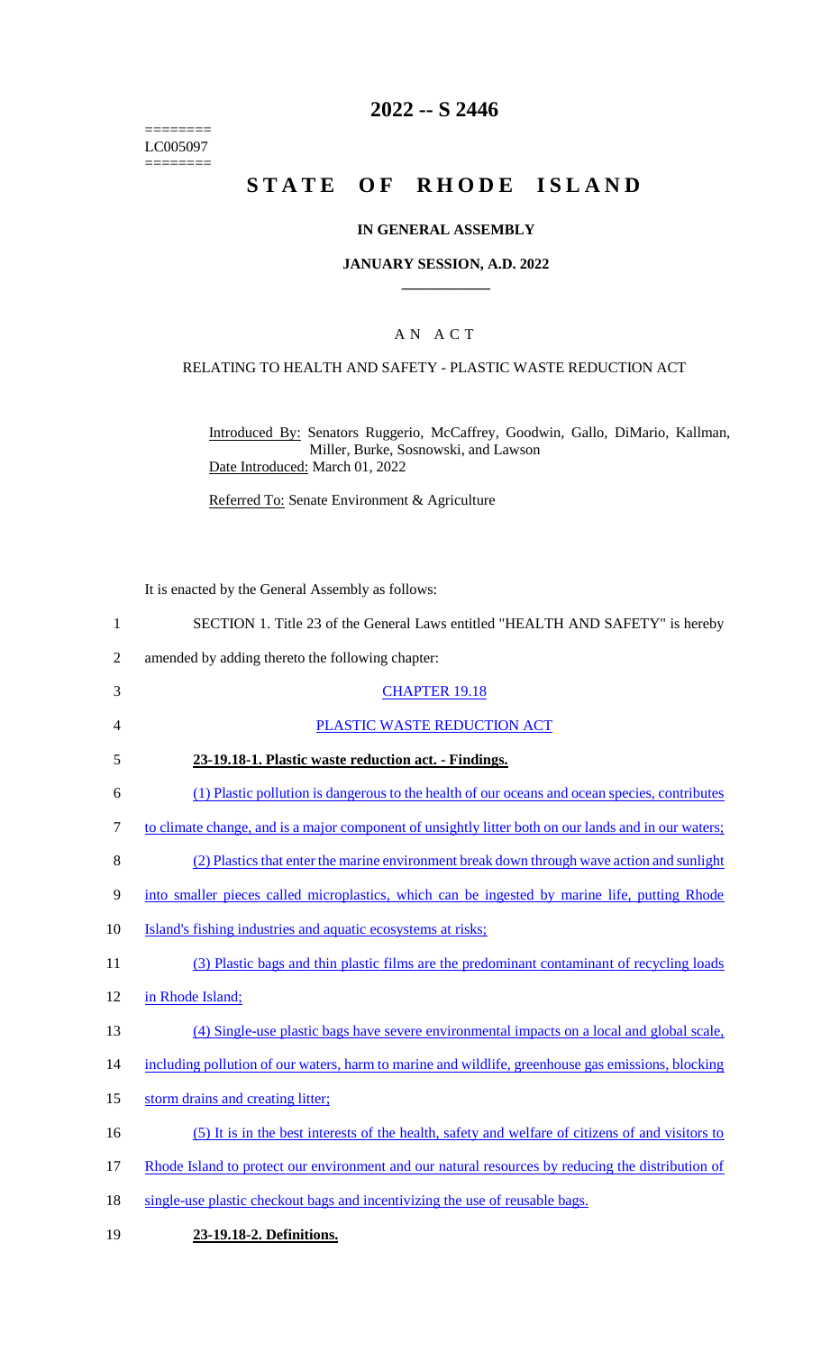========
LC005097
========

# 2022 -- S 2446

# STATE OF RHODE ISLAND

## IN GENERAL ASSEMBLY

## JANUARY SESSION, A.D. 2022

## AN ACT

### RELATING TO HEALTH AND SAFETY - PLASTIC WASTE REDUCTION ACT

Introduced By: Senators Ruggerio, McCaffrey, Goodwin, Gallo, DiMario, Kallman, Miller, Burke, Sosnowski, and Lawson

Date Introduced: March 01, 2022

Referred To: Senate Environment & Agriculture

It is enacted by the General Assembly as follows:

SECTION 1. Title 23 of the General Laws entitled "HEALTH AND SAFETY" is hereby amended by adding thereto the following chapter:

CHAPTER 19.18

PLASTIC WASTE REDUCTION ACT

**23-19.18-1. Plastic waste reduction act. - Findings.**

(1) Plastic pollution is dangerous to the health of our oceans and ocean species, contributes to climate change, and is a major component of unsightly litter both on our lands and in our waters;

(2) Plastics that enter the marine environment break down through wave action and sunlight into smaller pieces called microplastics, which can be ingested by marine life, putting Rhode Island's fishing industries and aquatic ecosystems at risks;

(3) Plastic bags and thin plastic films are the predominant contaminant of recycling loads in Rhode Island;

(4) Single-use plastic bags have severe environmental impacts on a local and global scale, including pollution of our waters, harm to marine and wildlife, greenhouse gas emissions, blocking storm drains and creating litter;

(5) It is in the best interests of the health, safety and welfare of citizens of and visitors to Rhode Island to protect our environment and our natural resources by reducing the distribution of single-use plastic checkout bags and incentivizing the use of reusable bags.

**23-19.18-2. Definitions.**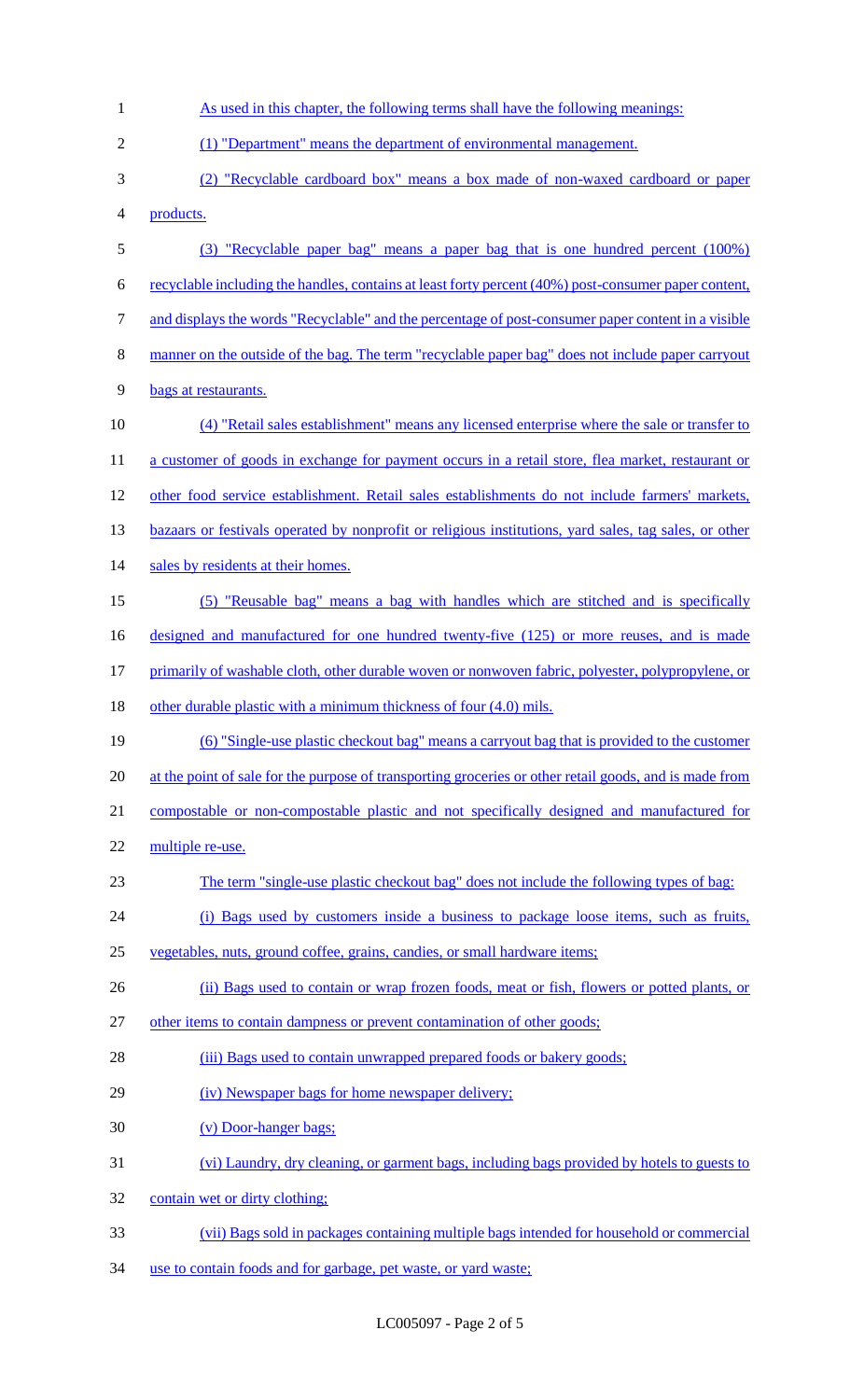As used in this chapter, the following terms shall have the following meanings:

(1) "Department" means the department of environmental management.

(2) "Recyclable cardboard box" means a box made of non-waxed cardboard or paper products.

(3) "Recyclable paper bag" means a paper bag that is one hundred percent (100%) recyclable including the handles, contains at least forty percent (40%) post-consumer paper content, and displays the words "Recyclable" and the percentage of post-consumer paper content in a visible manner on the outside of the bag. The term "recyclable paper bag" does not include paper carryout bags at restaurants.

(4) "Retail sales establishment" means any licensed enterprise where the sale or transfer to a customer of goods in exchange for payment occurs in a retail store, flea market, restaurant or other food service establishment. Retail sales establishments do not include farmers' markets, bazaars or festivals operated by nonprofit or religious institutions, yard sales, tag sales, or other sales by residents at their homes.

(5) "Reusable bag" means a bag with handles which are stitched and is specifically designed and manufactured for one hundred twenty-five (125) or more reuses, and is made primarily of washable cloth, other durable woven or nonwoven fabric, polyester, polypropylene, or other durable plastic with a minimum thickness of four (4.0) mils.

(6) "Single-use plastic checkout bag" means a carryout bag that is provided to the customer at the point of sale for the purpose of transporting groceries or other retail goods, and is made from compostable or non-compostable plastic and not specifically designed and manufactured for multiple re-use.

The term "single-use plastic checkout bag" does not include the following types of bag:

(i) Bags used by customers inside a business to package loose items, such as fruits, vegetables, nuts, ground coffee, grains, candies, or small hardware items;

(ii) Bags used to contain or wrap frozen foods, meat or fish, flowers or potted plants, or other items to contain dampness or prevent contamination of other goods;

(iii) Bags used to contain unwrapped prepared foods or bakery goods;

(iv) Newspaper bags for home newspaper delivery;

(v) Door-hanger bags;

(vi) Laundry, dry cleaning, or garment bags, including bags provided by hotels to guests to contain wet or dirty clothing;

(vii) Bags sold in packages containing multiple bags intended for household or commercial use to contain foods and for garbage, pet waste, or yard waste;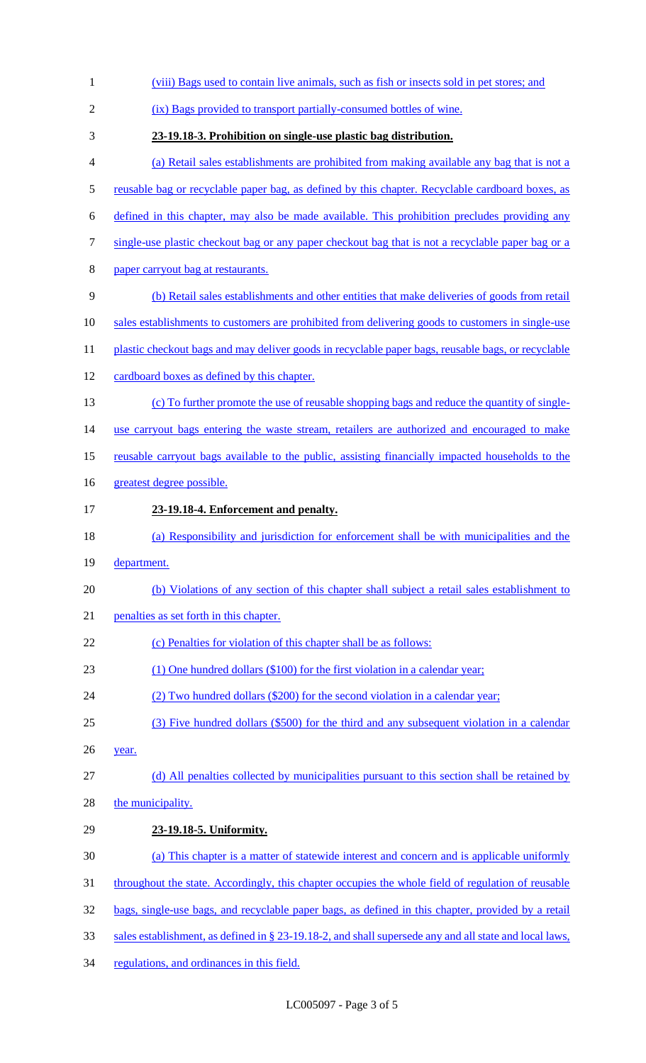(viii) Bags used to contain live animals, such as fish or insects sold in pet stores; and

(ix) Bags provided to transport partially-consumed bottles of wine.

**23-19.18-3. Prohibition on single-use plastic bag distribution.**

(a) Retail sales establishments are prohibited from making available any bag that is not a reusable bag or recyclable paper bag, as defined by this chapter. Recyclable cardboard boxes, as defined in this chapter, may also be made available. This prohibition precludes providing any single-use plastic checkout bag or any paper checkout bag that is not a recyclable paper bag or a paper carryout bag at restaurants.

(b) Retail sales establishments and other entities that make deliveries of goods from retail sales establishments to customers are prohibited from delivering goods to customers in single-use plastic checkout bags and may deliver goods in recyclable paper bags, reusable bags, or recyclable cardboard boxes as defined by this chapter.

(c) To further promote the use of reusable shopping bags and reduce the quantity of single-use carryout bags entering the waste stream, retailers are authorized and encouraged to make reusable carryout bags available to the public, assisting financially impacted households to the greatest degree possible.

**23-19.18-4. Enforcement and penalty.**

(a) Responsibility and jurisdiction for enforcement shall be with municipalities and the department.

(b) Violations of any section of this chapter shall subject a retail sales establishment to penalties as set forth in this chapter.

(c) Penalties for violation of this chapter shall be as follows:

(1) One hundred dollars ($100) for the first violation in a calendar year;

(2) Two hundred dollars ($200) for the second violation in a calendar year;

(3) Five hundred dollars ($500) for the third and any subsequent violation in a calendar year.

(d) All penalties collected by municipalities pursuant to this section shall be retained by the municipality.

**23-19.18-5. Uniformity.**

(a) This chapter is a matter of statewide interest and concern and is applicable uniformly throughout the state. Accordingly, this chapter occupies the whole field of regulation of reusable bags, single-use bags, and recyclable paper bags, as defined in this chapter, provided by a retail sales establishment, as defined in § 23-19.18-2, and shall supersede any and all state and local laws, regulations, and ordinances in this field.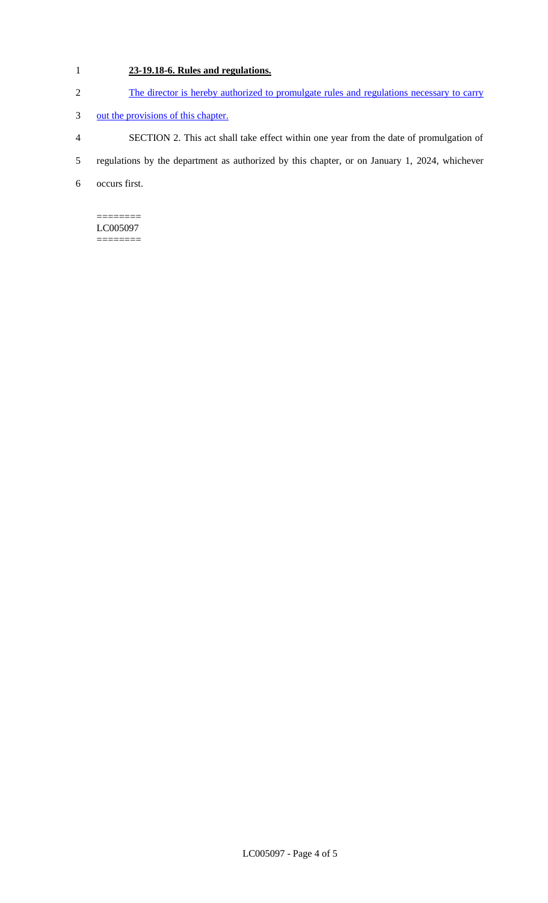**23-19.18-6. Rules and regulations.**

The director is hereby authorized to promulgate rules and regulations necessary to carry out the provisions of this chapter.

SECTION 2. This act shall take effect within one year from the date of promulgation of regulations by the department as authorized by this chapter, or on January 1, 2024, whichever occurs first.

========
LC005097
========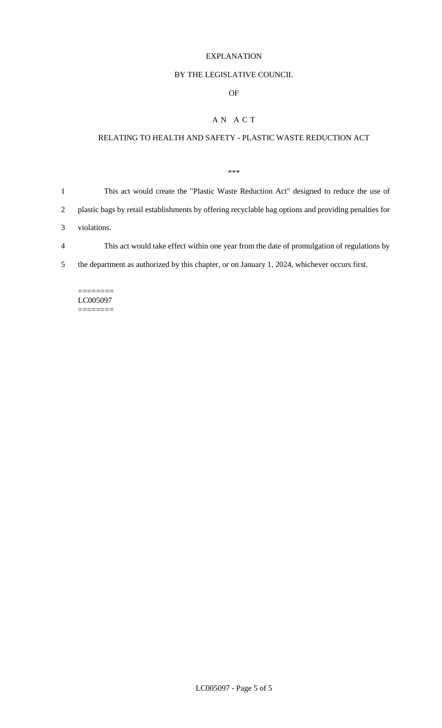EXPLANATION

BY THE LEGISLATIVE COUNCIL

OF

# A N A C T

## RELATING TO HEALTH AND SAFETY - PLASTIC WASTE REDUCTION ACT

\*\*\*

This act would create the "Plastic Waste Reduction Act" designed to reduce the use of plastic bags by retail establishments by offering recyclable bag options and providing penalties for violations.

This act would take effect within one year from the date of promulgation of regulations by the department as authorized by this chapter, or on January 1, 2024, whichever occurs first.

========
LC005097
========